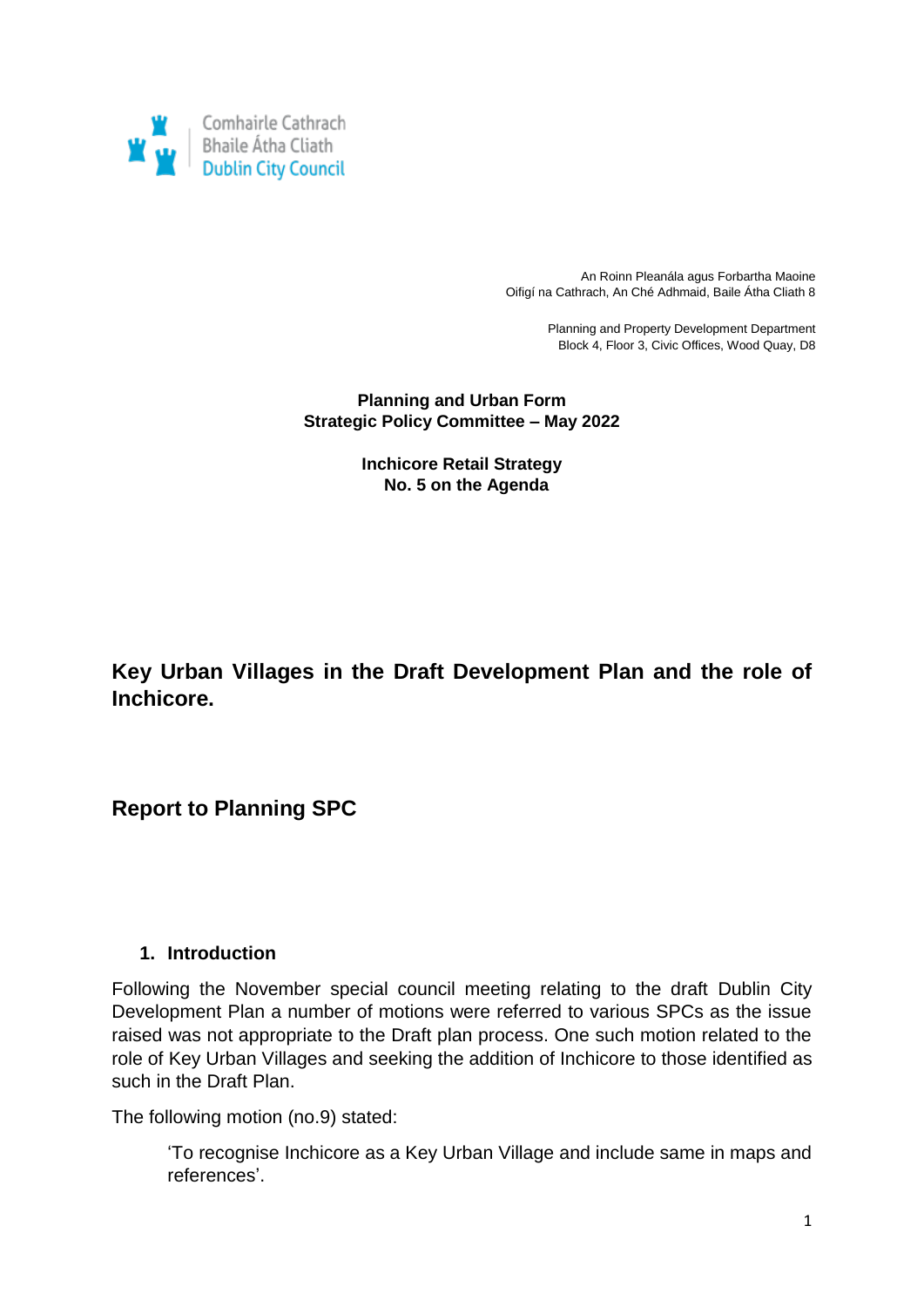Comhairle Cathrach Bhaile Átha Cliath
Dublin City Council

An Roinn Pleanála agus Forbartha Maoine
Oifigí na Cathrach, An Ché Adhmaid, Baile Átha Cliath 8

Planning and Property Development Department
Block 4, Floor 3, Civic Offices, Wood Quay, D8

**Planning and Urban Form**
**Strategic Policy Committee – May 2022**

**Inchicore Retail Strategy**
**No. 5 on the Agenda**

# Key Urban Villages in the Draft Development Plan and the role of Inchicore.

# Report to Planning SPC

## 1. Introduction

Following the November special council meeting relating to the draft Dublin City Development Plan a number of motions were referred to various SPCs as the issue raised was not appropriate to the Draft plan process. One such motion related to the role of Key Urban Villages and seeking the addition of Inchicore to those identified as such in the Draft Plan.

The following motion (no.9) stated:

> 'To recognise Inchicore as a Key Urban Village and include same in maps and references'.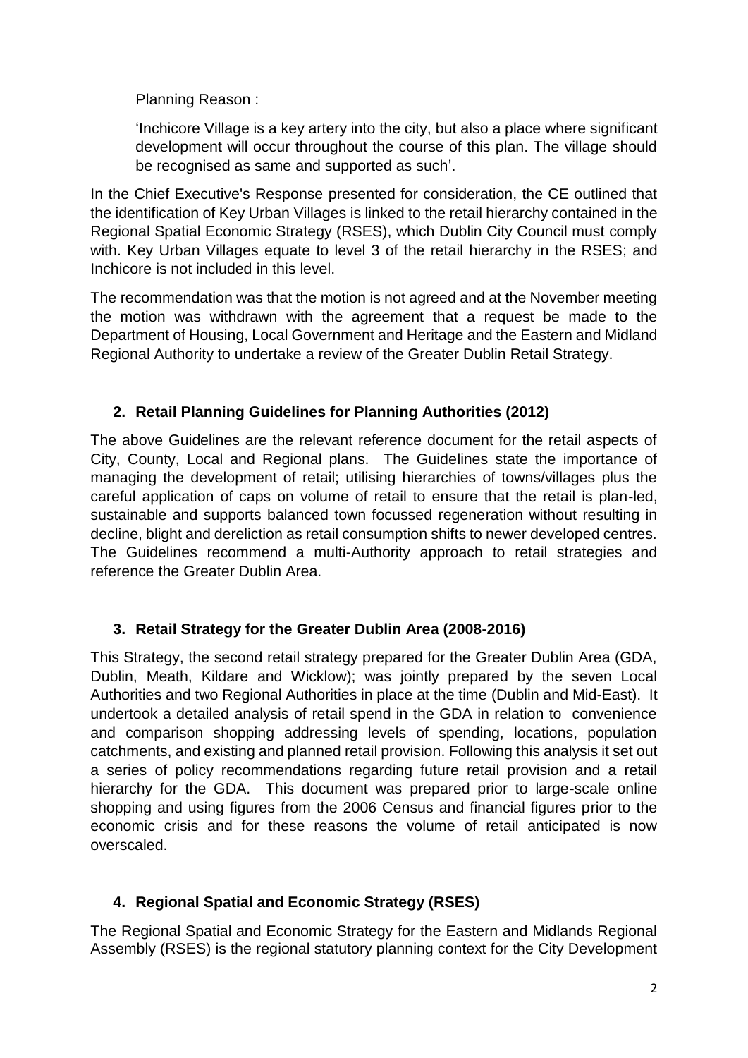Planning Reason :

'Inchicore Village is a key artery into the city, but also a place where significant development will occur throughout the course of this plan. The village should be recognised as same and supported as such'.

In the Chief Executive's Response presented for consideration, the CE outlined that the identification of Key Urban Villages is linked to the retail hierarchy contained in the Regional Spatial Economic Strategy (RSES), which Dublin City Council must comply with. Key Urban Villages equate to level 3 of the retail hierarchy in the RSES; and Inchicore is not included in this level.

The recommendation was that the motion is not agreed and at the November meeting the motion was withdrawn with the agreement that a request be made to the Department of Housing, Local Government and Heritage and the Eastern and Midland Regional Authority to undertake a review of the Greater Dublin Retail Strategy.

## 2. Retail Planning Guidelines for Planning Authorities (2012)

The above Guidelines are the relevant reference document for the retail aspects of City, County, Local and Regional plans. The Guidelines state the importance of managing the development of retail; utilising hierarchies of towns/villages plus the careful application of caps on volume of retail to ensure that the retail is plan-led, sustainable and supports balanced town focussed regeneration without resulting in decline, blight and dereliction as retail consumption shifts to newer developed centres. The Guidelines recommend a multi-Authority approach to retail strategies and reference the Greater Dublin Area.

## 3. Retail Strategy for the Greater Dublin Area (2008-2016)

This Strategy, the second retail strategy prepared for the Greater Dublin Area (GDA, Dublin, Meath, Kildare and Wicklow); was jointly prepared by the seven Local Authorities and two Regional Authorities in place at the time (Dublin and Mid-East). It undertook a detailed analysis of retail spend in the GDA in relation to convenience and comparison shopping addressing levels of spending, locations, population catchments, and existing and planned retail provision. Following this analysis it set out a series of policy recommendations regarding future retail provision and a retail hierarchy for the GDA. This document was prepared prior to large-scale online shopping and using figures from the 2006 Census and financial figures prior to the economic crisis and for these reasons the volume of retail anticipated is now overscaled.

## 4. Regional Spatial and Economic Strategy (RSES)

The Regional Spatial and Economic Strategy for the Eastern and Midlands Regional Assembly (RSES) is the regional statutory planning context for the City Development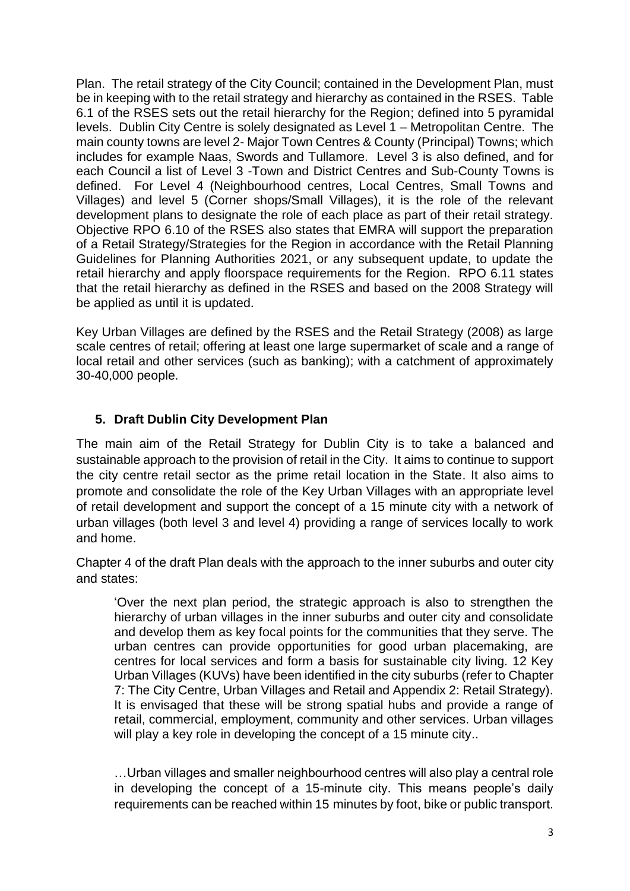Plan. The retail strategy of the City Council; contained in the Development Plan, must be in keeping with to the retail strategy and hierarchy as contained in the RSES. Table 6.1 of the RSES sets out the retail hierarchy for the Region; defined into 5 pyramidal levels. Dublin City Centre is solely designated as Level 1 – Metropolitan Centre. The main county towns are level 2- Major Town Centres & County (Principal) Towns; which includes for example Naas, Swords and Tullamore. Level 3 is also defined, and for each Council a list of Level 3 -Town and District Centres and Sub-County Towns is defined. For Level 4 (Neighbourhood centres, Local Centres, Small Towns and Villages) and level 5 (Corner shops/Small Villages), it is the role of the relevant development plans to designate the role of each place as part of their retail strategy. Objective RPO 6.10 of the RSES also states that EMRA will support the preparation of a Retail Strategy/Strategies for the Region in accordance with the Retail Planning Guidelines for Planning Authorities 2021, or any subsequent update, to update the retail hierarchy and apply floorspace requirements for the Region. RPO 6.11 states that the retail hierarchy as defined in the RSES and based on the 2008 Strategy will be applied as until it is updated.

Key Urban Villages are defined by the RSES and the Retail Strategy (2008) as large scale centres of retail; offering at least one large supermarket of scale and a range of local retail and other services (such as banking); with a catchment of approximately 30-40,000 people.

## 5. Draft Dublin City Development Plan

The main aim of the Retail Strategy for Dublin City is to take a balanced and sustainable approach to the provision of retail in the City. It aims to continue to support the city centre retail sector as the prime retail location in the State. It also aims to promote and consolidate the role of the Key Urban Villages with an appropriate level of retail development and support the concept of a 15 minute city with a network of urban villages (both level 3 and level 4) providing a range of services locally to work and home.

Chapter 4 of the draft Plan deals with the approach to the inner suburbs and outer city and states:

> 'Over the next plan period, the strategic approach is also to strengthen the hierarchy of urban villages in the inner suburbs and outer city and consolidate and develop them as key focal points for the communities that they serve. The urban centres can provide opportunities for good urban placemaking, are centres for local services and form a basis for sustainable city living. 12 Key Urban Villages (KUVs) have been identified in the city suburbs (refer to Chapter 7: The City Centre, Urban Villages and Retail and Appendix 2: Retail Strategy). It is envisaged that these will be strong spatial hubs and provide a range of retail, commercial, employment, community and other services. Urban villages will play a key role in developing the concept of a 15 minute city..
>
> …Urban villages and smaller neighbourhood centres will also play a central role in developing the concept of a 15-minute city. This means people's daily requirements can be reached within 15 minutes by foot, bike or public transport.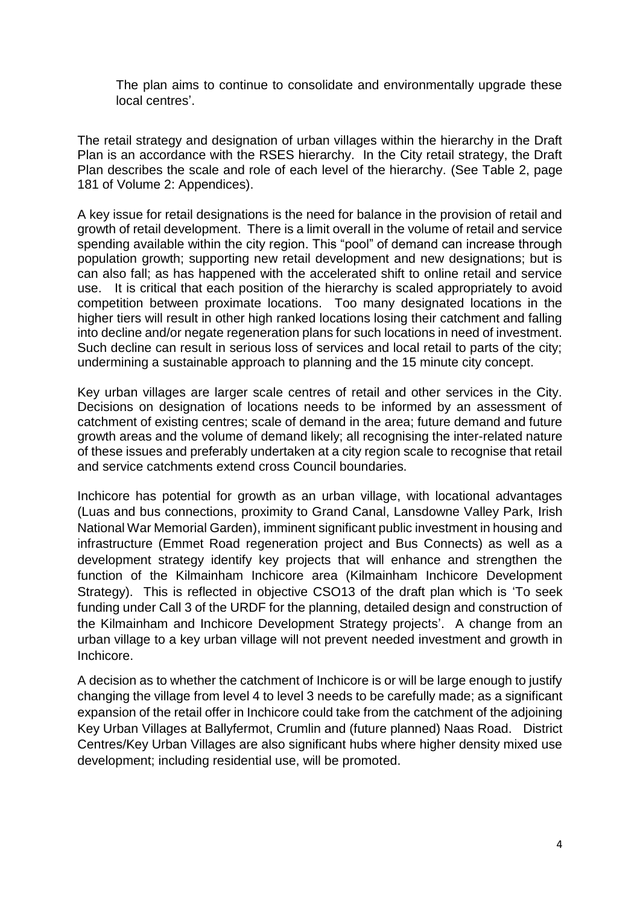The plan aims to continue to consolidate and environmentally upgrade these local centres'.

The retail strategy and designation of urban villages within the hierarchy in the Draft Plan is an accordance with the RSES hierarchy. In the City retail strategy, the Draft Plan describes the scale and role of each level of the hierarchy. (See Table 2, page 181 of Volume 2: Appendices).

A key issue for retail designations is the need for balance in the provision of retail and growth of retail development. There is a limit overall in the volume of retail and service spending available within the city region. This "pool" of demand can increase through population growth; supporting new retail development and new designations; but is can also fall; as has happened with the accelerated shift to online retail and service use. It is critical that each position of the hierarchy is scaled appropriately to avoid competition between proximate locations. Too many designated locations in the higher tiers will result in other high ranked locations losing their catchment and falling into decline and/or negate regeneration plans for such locations in need of investment. Such decline can result in serious loss of services and local retail to parts of the city; undermining a sustainable approach to planning and the 15 minute city concept.

Key urban villages are larger scale centres of retail and other services in the City. Decisions on designation of locations needs to be informed by an assessment of catchment of existing centres; scale of demand in the area; future demand and future growth areas and the volume of demand likely; all recognising the inter-related nature of these issues and preferably undertaken at a city region scale to recognise that retail and service catchments extend cross Council boundaries.

Inchicore has potential for growth as an urban village, with locational advantages (Luas and bus connections, proximity to Grand Canal, Lansdowne Valley Park, Irish National War Memorial Garden), imminent significant public investment in housing and infrastructure (Emmet Road regeneration project and Bus Connects) as well as a development strategy identify key projects that will enhance and strengthen the function of the Kilmainham Inchicore area (Kilmainham Inchicore Development Strategy). This is reflected in objective CSO13 of the draft plan which is 'To seek funding under Call 3 of the URDF for the planning, detailed design and construction of the Kilmainham and Inchicore Development Strategy projects'. A change from an urban village to a key urban village will not prevent needed investment and growth in Inchicore.

A decision as to whether the catchment of Inchicore is or will be large enough to justify changing the village from level 4 to level 3 needs to be carefully made; as a significant expansion of the retail offer in Inchicore could take from the catchment of the adjoining Key Urban Villages at Ballyfermot, Crumlin and (future planned) Naas Road. District Centres/Key Urban Villages are also significant hubs where higher density mixed use development; including residential use, will be promoted.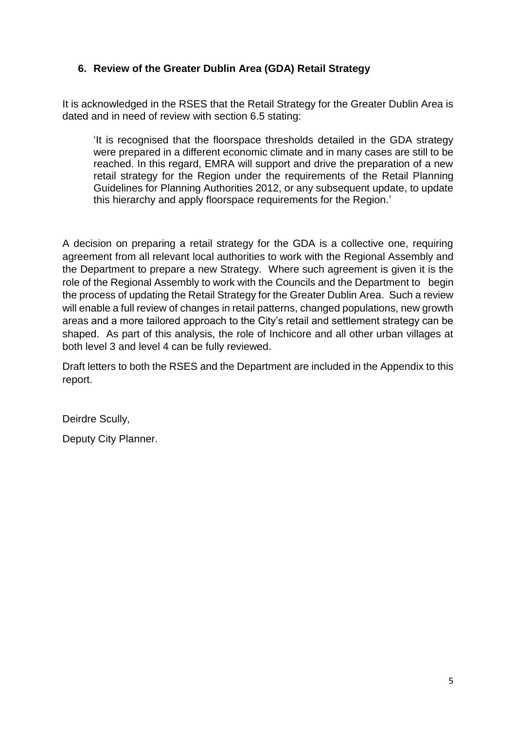## 6. Review of the Greater Dublin Area (GDA) Retail Strategy

It is acknowledged in the RSES that the Retail Strategy for the Greater Dublin Area is dated and in need of review with section 6.5 stating:

> 'It is recognised that the floorspace thresholds detailed in the GDA strategy were prepared in a different economic climate and in many cases are still to be reached. In this regard, EMRA will support and drive the preparation of a new retail strategy for the Region under the requirements of the Retail Planning Guidelines for Planning Authorities 2012, or any subsequent update, to update this hierarchy and apply floorspace requirements for the Region.'

A decision on preparing a retail strategy for the GDA is a collective one, requiring agreement from all relevant local authorities to work with the Regional Assembly and the Department to prepare a new Strategy. Where such agreement is given it is the role of the Regional Assembly to work with the Councils and the Department to begin the process of updating the Retail Strategy for the Greater Dublin Area. Such a review will enable a full review of changes in retail patterns, changed populations, new growth areas and a more tailored approach to the City's retail and settlement strategy can be shaped. As part of this analysis, the role of Inchicore and all other urban villages at both level 3 and level 4 can be fully reviewed.

Draft letters to both the RSES and the Department are included in the Appendix to this report.

Deirdre Scully,

Deputy City Planner.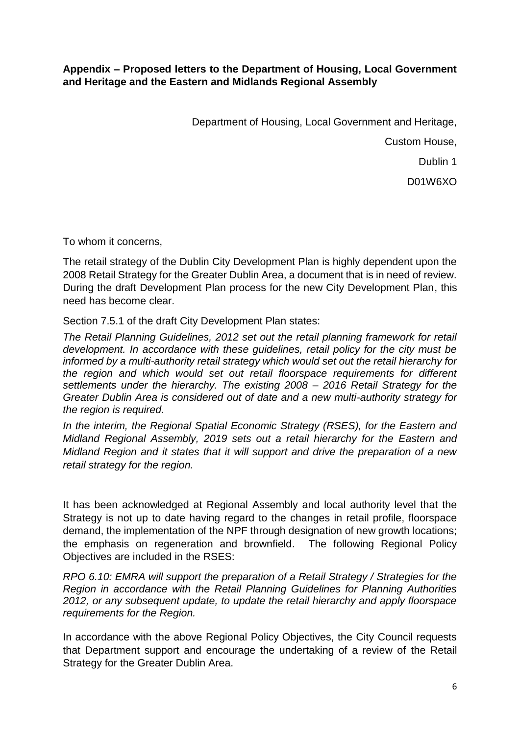**Appendix – Proposed letters to the Department of Housing, Local Government and Heritage and the Eastern and Midlands Regional Assembly**

Department of Housing, Local Government and Heritage,

Custom House,

Dublin 1

D01W6XO

To whom it concerns,

The retail strategy of the Dublin City Development Plan is highly dependent upon the 2008 Retail Strategy for the Greater Dublin Area, a document that is in need of review. During the draft Development Plan process for the new City Development Plan, this need has become clear.

Section 7.5.1 of the draft City Development Plan states:

*The Retail Planning Guidelines, 2012 set out the retail planning framework for retail development. In accordance with these guidelines, retail policy for the city must be informed by a multi-authority retail strategy which would set out the retail hierarchy for the region and which would set out retail floorspace requirements for different settlements under the hierarchy. The existing 2008 – 2016 Retail Strategy for the Greater Dublin Area is considered out of date and a new multi-authority strategy for the region is required.*

*In the interim, the Regional Spatial Economic Strategy (RSES), for the Eastern and Midland Regional Assembly, 2019 sets out a retail hierarchy for the Eastern and Midland Region and it states that it will support and drive the preparation of a new retail strategy for the region.*

It has been acknowledged at Regional Assembly and local authority level that the Strategy is not up to date having regard to the changes in retail profile, floorspace demand, the implementation of the NPF through designation of new growth locations; the emphasis on regeneration and brownfield. The following Regional Policy Objectives are included in the RSES:

*RPO 6.10: EMRA will support the preparation of a Retail Strategy / Strategies for the Region in accordance with the Retail Planning Guidelines for Planning Authorities 2012, or any subsequent update, to update the retail hierarchy and apply floorspace requirements for the Region.*

In accordance with the above Regional Policy Objectives, the City Council requests that Department support and encourage the undertaking of a review of the Retail Strategy for the Greater Dublin Area.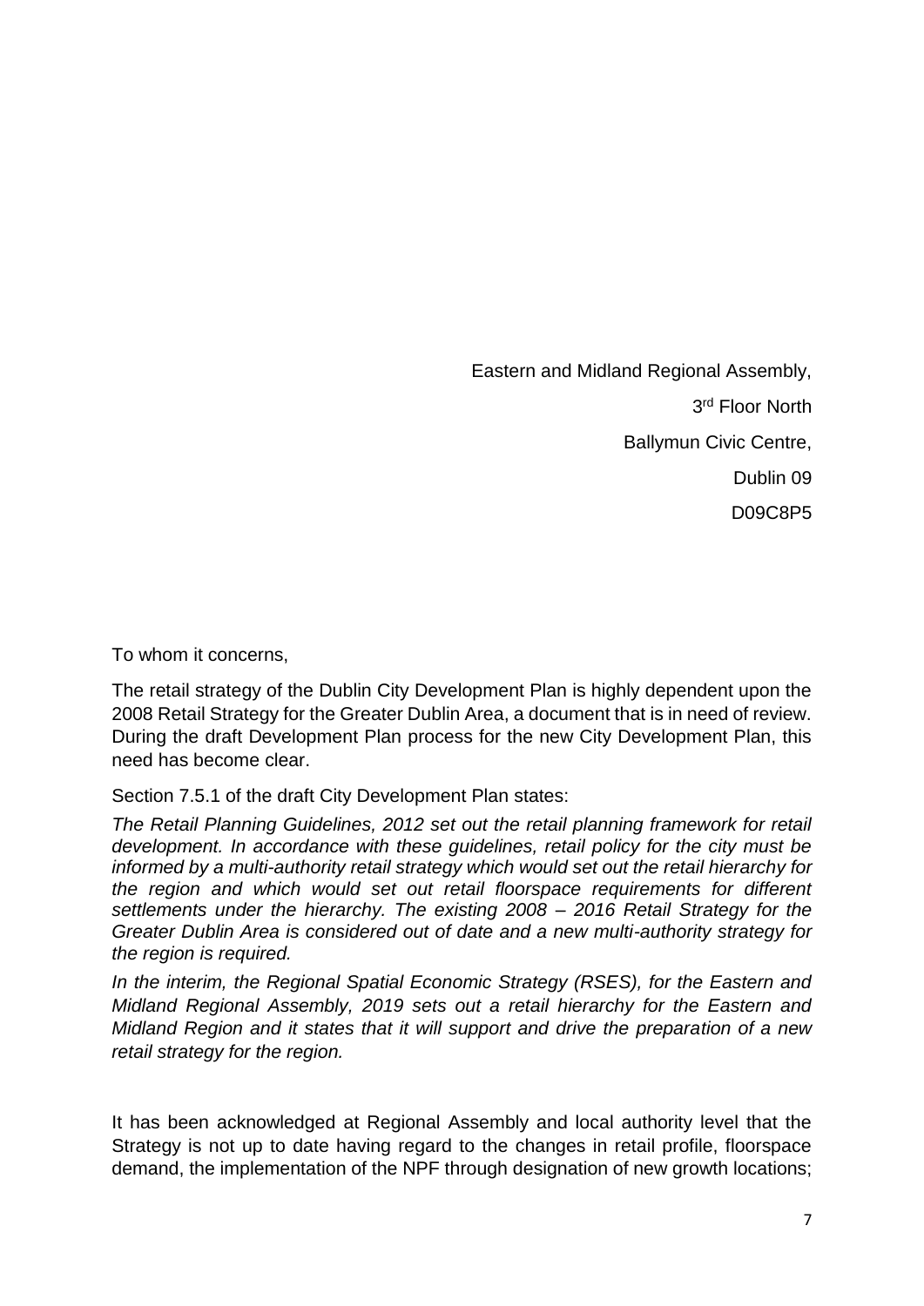Eastern and Midland Regional Assembly,

3rd Floor North

Ballymun Civic Centre,

Dublin 09

D09C8P5

To whom it concerns,

The retail strategy of the Dublin City Development Plan is highly dependent upon the 2008 Retail Strategy for the Greater Dublin Area, a document that is in need of review. During the draft Development Plan process for the new City Development Plan, this need has become clear.

Section 7.5.1 of the draft City Development Plan states:

*The Retail Planning Guidelines, 2012 set out the retail planning framework for retail development. In accordance with these guidelines, retail policy for the city must be informed by a multi-authority retail strategy which would set out the retail hierarchy for the region and which would set out retail floorspace requirements for different settlements under the hierarchy. The existing 2008 – 2016 Retail Strategy for the Greater Dublin Area is considered out of date and a new multi-authority strategy for the region is required.*

*In the interim, the Regional Spatial Economic Strategy (RSES), for the Eastern and Midland Regional Assembly, 2019 sets out a retail hierarchy for the Eastern and Midland Region and it states that it will support and drive the preparation of a new retail strategy for the region.*

It has been acknowledged at Regional Assembly and local authority level that the Strategy is not up to date having regard to the changes in retail profile, floorspace demand, the implementation of the NPF through designation of new growth locations;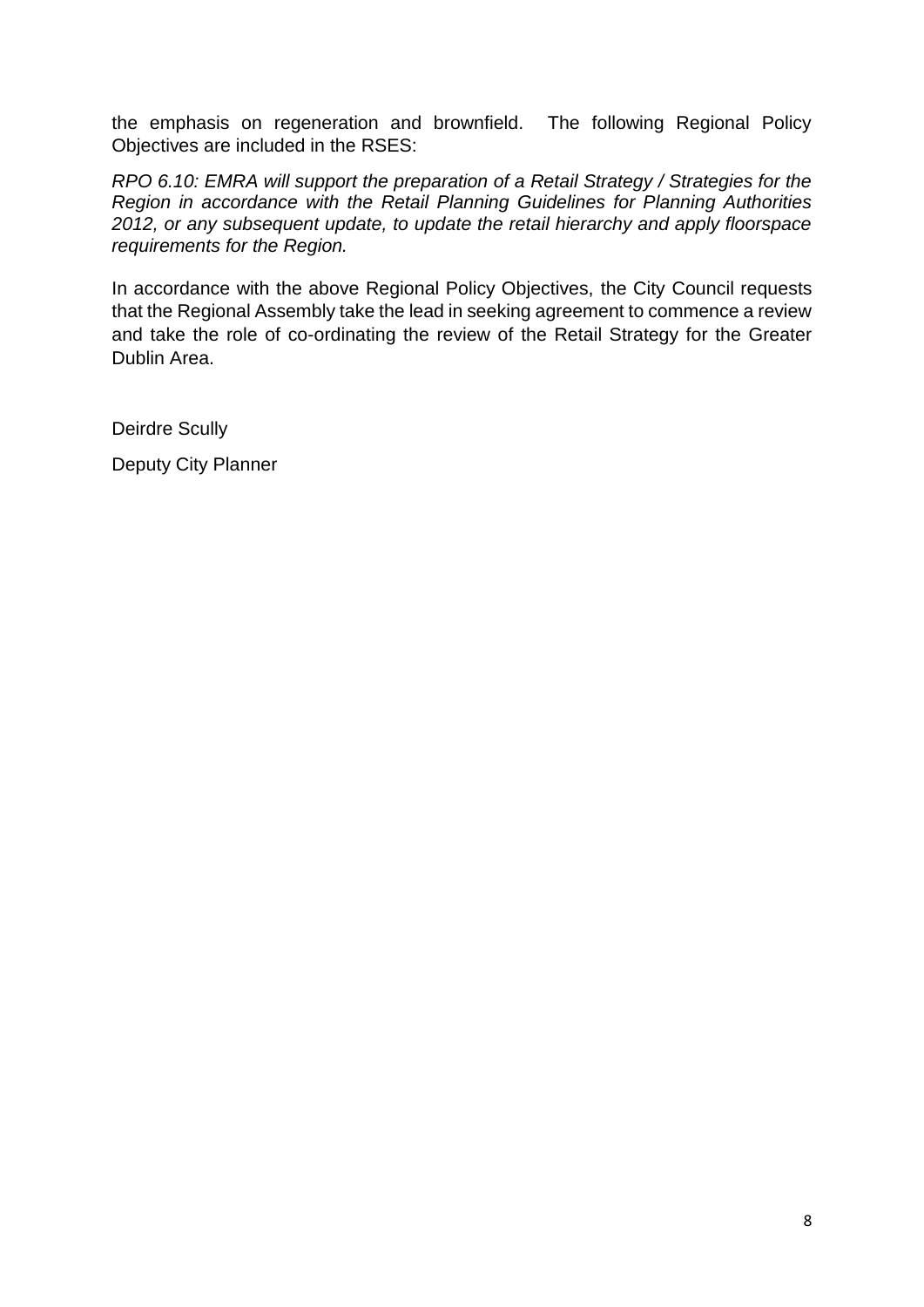the emphasis on regeneration and brownfield. The following Regional Policy Objectives are included in the RSES:

*RPO 6.10: EMRA will support the preparation of a Retail Strategy / Strategies for the Region in accordance with the Retail Planning Guidelines for Planning Authorities 2012, or any subsequent update, to update the retail hierarchy and apply floorspace requirements for the Region.*

In accordance with the above Regional Policy Objectives, the City Council requests that the Regional Assembly take the lead in seeking agreement to commence a review and take the role of co-ordinating the review of the Retail Strategy for the Greater Dublin Area.

Deirdre Scully

Deputy City Planner